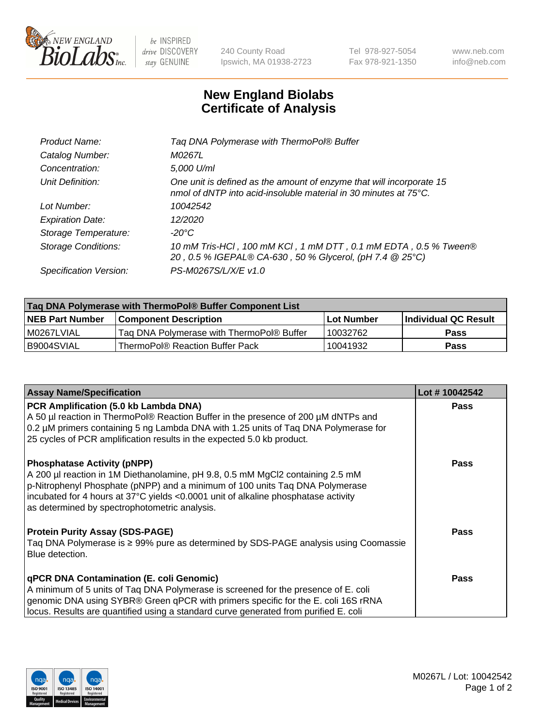# New England Biolabs Certificate of Analysis

| | |
|---|---|
| *Product Name:* | *Taq DNA Polymerase with ThermoPol® Buffer* |
| *Catalog Number:* | *M0267L* |
| *Concentration:* | *5,000 U/ml* |
| *Unit Definition:* | *One unit is defined as the amount of enzyme that will incorporate 15 nmol of dNTP into acid-insoluble material in 30 minutes at 75°C.* |
| *Lot Number:* | *10042542* |
| *Expiration Date:* | *12/2020* |
| *Storage Temperature:* | *-20°C* |
| *Storage Conditions:* | *10 mM Tris-HCl , 100 mM KCl , 1 mM DTT , 0.1 mM EDTA , 0.5 % Tween® 20 , 0.5 % IGEPAL® CA-630 , 50 % Glycerol, (pH 7.4 @ 25°C)* |
| *Specification Version:* | *PS-M0267S/L/X/E v1.0* |

| Taq DNA Polymerase with ThermoPol® Buffer Component List | | | |
|---|---|---|---|
| **NEB Part Number** | **Component Description** | **Lot Number** | **Individual QC Result** |
| M0267LVIAL | Taq DNA Polymerase with ThermoPol® Buffer | 10032762 | **Pass** |
| B9004SVIAL | ThermoPol® Reaction Buffer Pack | 10041932 | **Pass** |

| Assay Name/Specification | Lot # 10042542 |
|---|---|
| **PCR Amplification (5.0 kb Lambda DNA)**<br>A 50 µl reaction in ThermoPol® Reaction Buffer in the presence of 200 µM dNTPs and 0.2 µM primers containing 5 ng Lambda DNA with 1.25 units of Taq DNA Polymerase for 25 cycles of PCR amplification results in the expected 5.0 kb product. | **Pass** |
| **Phosphatase Activity (pNPP)**<br>A 200 µl reaction in 1M Diethanolamine, pH 9.8, 0.5 mM MgCl2 containing 2.5 mM p-Nitrophenyl Phosphate (pNPP) and a minimum of 100 units Taq DNA Polymerase incubated for 4 hours at 37°C yields <0.0001 unit of alkaline phosphatase activity as determined by spectrophotometric analysis. | **Pass** |
| **Protein Purity Assay (SDS-PAGE)**<br>Taq DNA Polymerase is ≥ 99% pure as determined by SDS-PAGE analysis using Coomassie Blue detection. | **Pass** |
| **qPCR DNA Contamination (E. coli Genomic)**<br>A minimum of 5 units of Taq DNA Polymerase is screened for the presence of E. coli genomic DNA using SYBR® Green qPCR with primers specific for the E. coli 16S rRNA locus. Results are quantified using a standard curve generated from purified E. coli | **Pass** |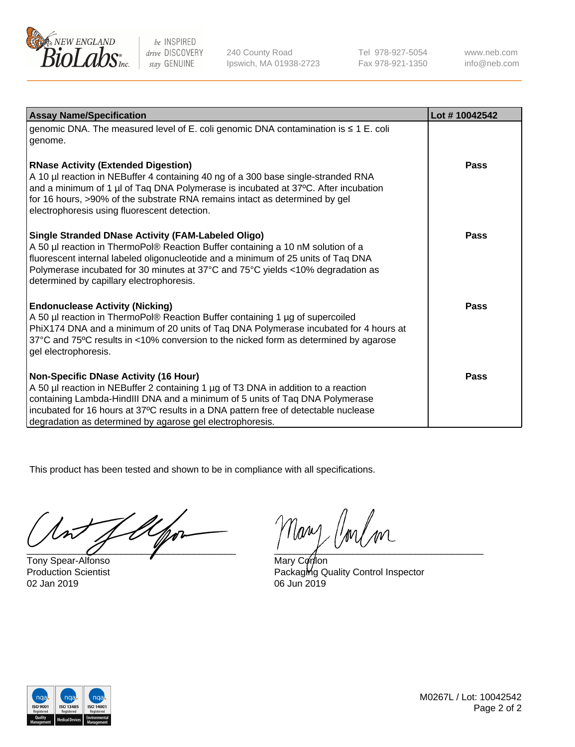| Assay Name/Specification | Lot # 10042542 |
|---|---|
| genomic DNA. The measured level of E. coli genomic DNA contamination is ≤ 1 E. coli genome. | |
| **RNase Activity (Extended Digestion)**<br>A 10 µl reaction in NEBuffer 4 containing 40 ng of a 300 base single-stranded RNA and a minimum of 1 µl of Taq DNA Polymerase is incubated at 37ºC. After incubation for 16 hours, >90% of the substrate RNA remains intact as determined by gel electrophoresis using fluorescent detection. | **Pass** |
| **Single Stranded DNase Activity (FAM-Labeled Oligo)**<br>A 50 µl reaction in ThermoPol® Reaction Buffer containing a 10 nM solution of a fluorescent internal labeled oligonucleotide and a minimum of 25 units of Taq DNA Polymerase incubated for 30 minutes at 37°C and 75°C yields <10% degradation as determined by capillary electrophoresis. | **Pass** |
| **Endonuclease Activity (Nicking)**<br>A 50 µl reaction in ThermoPol® Reaction Buffer containing 1 µg of supercoiled PhiX174 DNA and a minimum of 20 units of Taq DNA Polymerase incubated for 4 hours at 37°C and 75ºC results in <10% conversion to the nicked form as determined by agarose gel electrophoresis. | **Pass** |
| **Non-Specific DNase Activity (16 Hour)**<br>A 50 µl reaction in NEBuffer 2 containing 1 µg of T3 DNA in addition to a reaction containing Lambda-HindIII DNA and a minimum of 5 units of Taq DNA Polymerase incubated for 16 hours at 37ºC results in a DNA pattern free of detectable nuclease degradation as determined by agarose gel electrophoresis. | **Pass** |

This product has been tested and shown to be in compliance with all specifications.

Tony Spear-Alfonso
Production Scientist
02 Jan 2019

Mary Conlon
Packaging Quality Control Inspector
06 Jun 2019

M0267L / Lot: 10042542